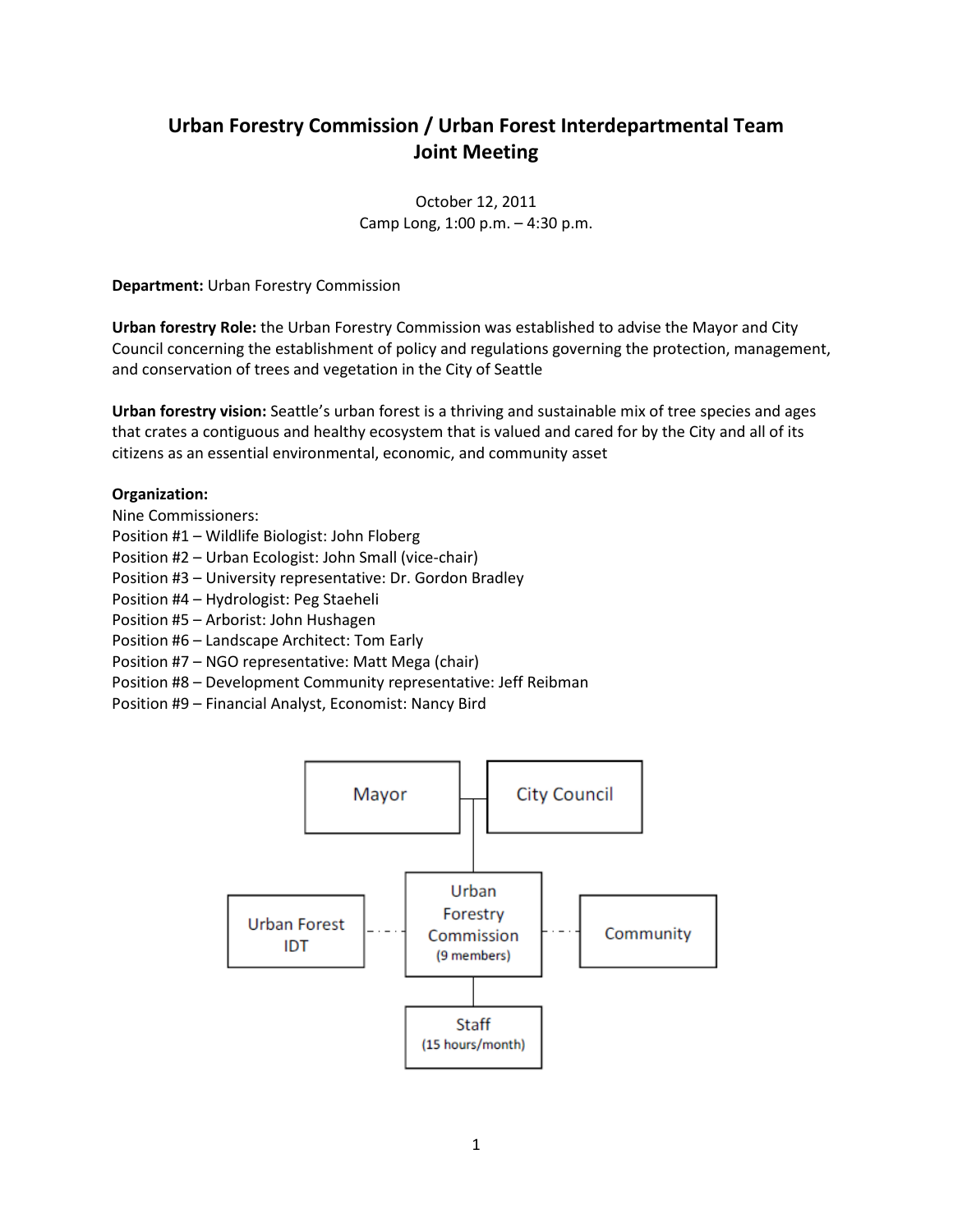# Urban Forestry Commission / Urban Forest Interdepartmental Team Joint Meeting

October 12, 2011
Camp Long, 1:00 p.m. – 4:30 p.m.

**Department:** Urban Forestry Commission

**Urban forestry Role:** the Urban Forestry Commission was established to advise the Mayor and City Council concerning the establishment of policy and regulations governing the protection, management, and conservation of trees and vegetation in the City of Seattle

**Urban forestry vision:** Seattle's urban forest is a thriving and sustainable mix of tree species and ages that crates a contiguous and healthy ecosystem that is valued and cared for by the City and all of its citizens as an essential environmental, economic, and community asset

**Organization:**

Nine Commissioners:
Position #1 – Wildlife Biologist: John Floberg
Position #2 – Urban Ecologist: John Small (vice-chair)
Position #3 – University representative: Dr. Gordon Bradley
Position #4 – Hydrologist: Peg Staeheli
Position #5 – Arborist: John Hushagen
Position #6 – Landscape Architect: Tom Early
Position #7 – NGO representative: Matt Mega (chair)
Position #8 – Development Community representative: Jeff Reibman
Position #9 – Financial Analyst, Economist: Nancy Bird

Mayor
City Council
Urban Forest IDT
Urban Forestry Commission (9 members)
Community
Staff (15 hours/month)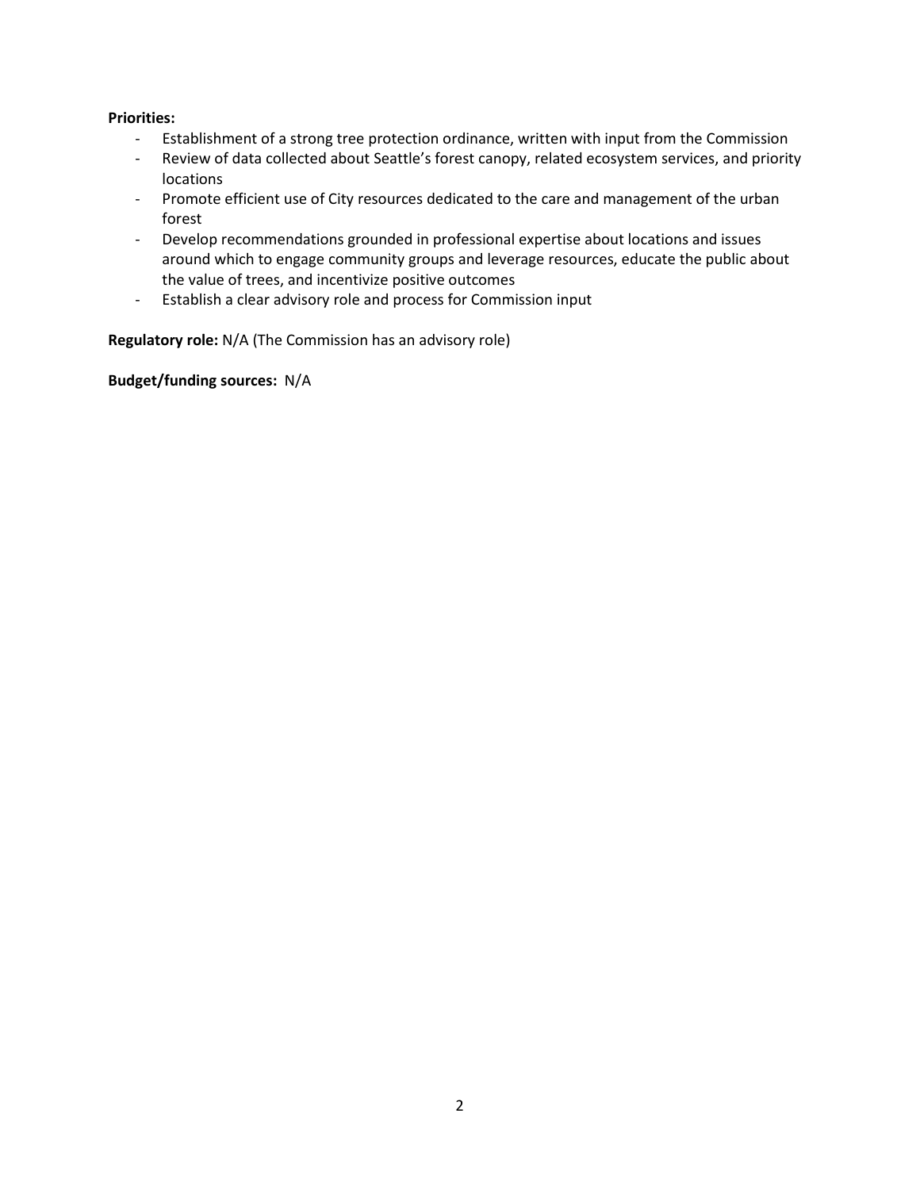**Priorities:**

- Establishment of a strong tree protection ordinance, written with input from the Commission
- Review of data collected about Seattle's forest canopy, related ecosystem services, and priority locations
- Promote efficient use of City resources dedicated to the care and management of the urban forest
- Develop recommendations grounded in professional expertise about locations and issues around which to engage community groups and leverage resources, educate the public about the value of trees, and incentivize positive outcomes
- Establish a clear advisory role and process for Commission input

**Regulatory role:** N/A (The Commission has an advisory role)

**Budget/funding sources:** N/A